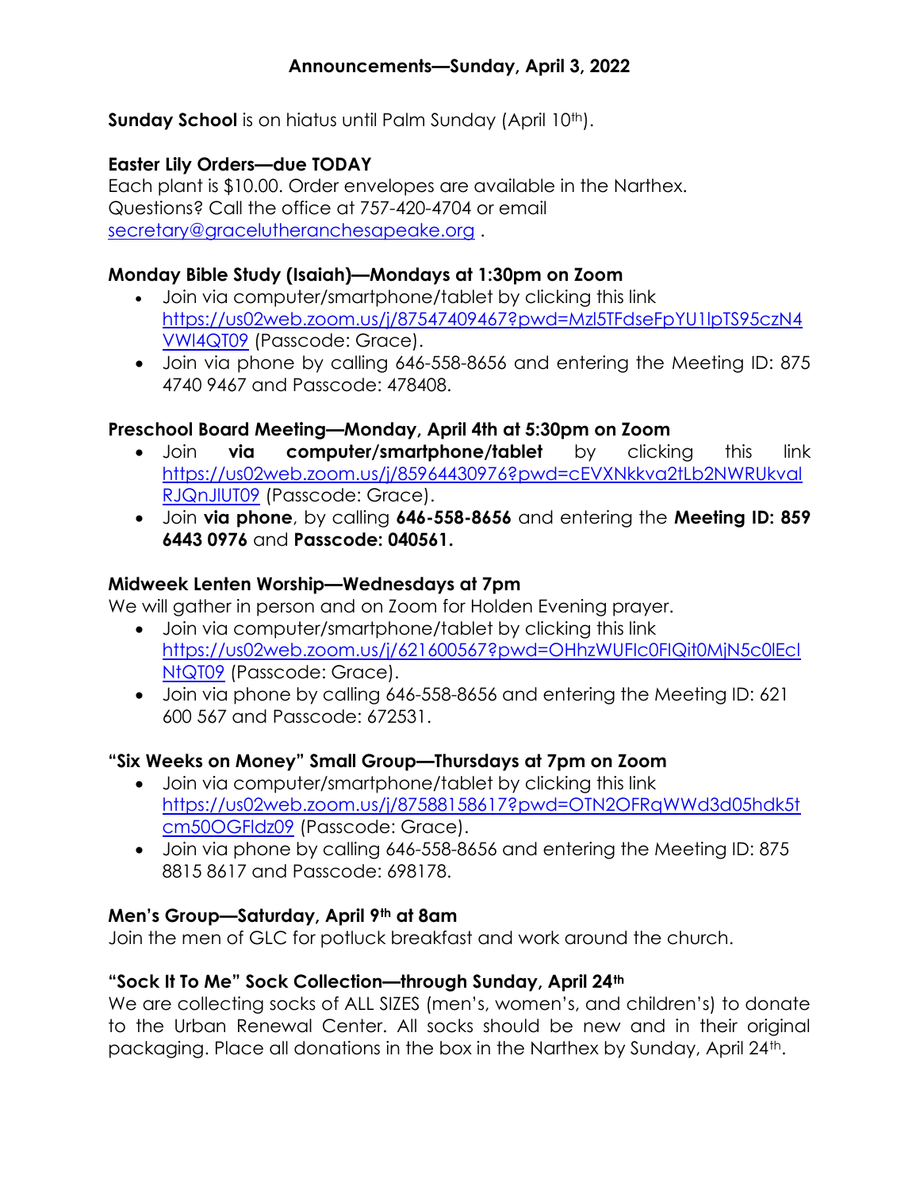# Announcements—Sunday, April 3, 2022

**Sunday School** is on hiatus until Palm Sunday (April 10th).

**Easter Lily Orders—due TODAY**
Each plant is $10.00. Order envelopes are available in the Narthex.
Questions? Call the office at 757-420-4704 or email secretary@gracelutheranchesapeake.org .

**Monday Bible Study (Isaiah)—Mondays at 1:30pm on Zoom**

- Join via computer/smartphone/tablet by clicking this link https://us02web.zoom.us/j/87547409467?pwd=Mzl5TFdseFpYU1lpTS95czN4VWl4QT09 (Passcode: Grace).
- Join via phone by calling 646-558-8656 and entering the Meeting ID: 875 4740 9467 and Passcode: 478408.

**Preschool Board Meeting—Monday, April 4th at 5:30pm on Zoom**

- Join **via computer/smartphone/tablet** by clicking this link https://us02web.zoom.us/j/85964430976?pwd=cEVXNkkva2tLb2NWRUkvalRJQnJlUT09 (Passcode: Grace).
- Join **via phone**, by calling **646-558-8656** and entering the **Meeting ID: 859 6443 0976** and **Passcode: 040561.**

**Midweek Lenten Worship—Wednesdays at 7pm**
We will gather in person and on Zoom for Holden Evening prayer.

- Join via computer/smartphone/tablet by clicking this link https://us02web.zoom.us/j/621600567?pwd=OHhzWUFlc0FlQit0MjN5c0lEclNtQT09 (Passcode: Grace).
- Join via phone by calling 646-558-8656 and entering the Meeting ID: 621 600 567 and Passcode: 672531.

**"Six Weeks on Money" Small Group—Thursdays at 7pm on Zoom**

- Join via computer/smartphone/tablet by clicking this link https://us02web.zoom.us/j/87588158617?pwd=OTN2OFRqWWd3d05hdk5tcm50OGFldz09 (Passcode: Grace).
- Join via phone by calling 646-558-8656 and entering the Meeting ID: 875 8815 8617 and Passcode: 698178.

**Men's Group—Saturday, April 9th at 8am**
Join the men of GLC for potluck breakfast and work around the church.

**"Sock It To Me" Sock Collection—through Sunday, April 24th**
We are collecting socks of ALL SIZES (men's, women's, and children's) to donate to the Urban Renewal Center. All socks should be new and in their original packaging. Place all donations in the box in the Narthex by Sunday, April 24th.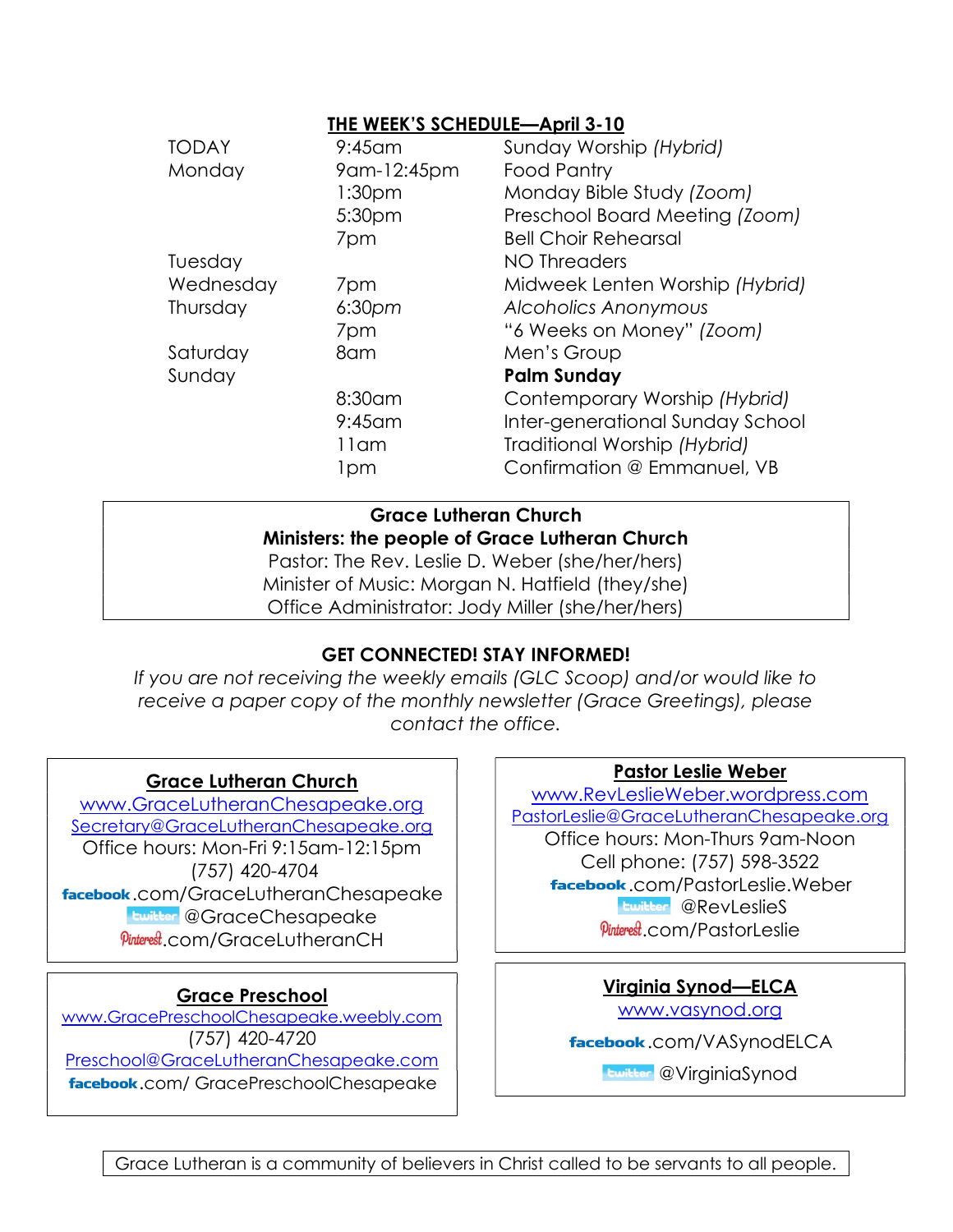## THE WEEK'S SCHEDULE—April 3-10

| | | |
|---|---|---|
| TODAY | 9:45am | Sunday Worship *(Hybrid)* |
| Monday | 9am-12:45pm | Food Pantry |
| | 1:30pm | Monday Bible Study *(Zoom)* |
| | 5:30pm | Preschool Board Meeting *(Zoom)* |
| | 7pm | Bell Choir Rehearsal |
| Tuesday | | NO Threaders |
| Wednesday | 7pm | Midweek Lenten Worship *(Hybrid)* |
| Thursday | 6:30*pm* | *Alcoholics Anonymous* |
| | 7pm | "6 Weeks on Money" *(Zoom)* |
| Saturday | 8am | Men's Group |
| Sunday | | **Palm Sunday** |
| | 8:30am | Contemporary Worship *(Hybrid)* |
| | 9:45am | Inter-generational Sunday School |
| | 11am | Traditional Worship *(Hybrid)* |
| | 1pm | Confirmation @ Emmanuel, VB |

**Grace Lutheran Church**
**Ministers: the people of Grace Lutheran Church**
Pastor: The Rev. Leslie D. Weber (she/her/hers)
Minister of Music: Morgan N. Hatfield (they/she)
Office Administrator: Jody Miller (she/her/hers)

### GET CONNECTED! STAY INFORMED!

*If you are not receiving the weekly emails (GLC Scoop) and/or would like to receive a paper copy of the monthly newsletter (Grace Greetings), please contact the office.*

**Grace Lutheran Church**
www.GraceLutheranChesapeake.org
Secretary@GraceLutheranChesapeake.org
Office hours: Mon-Fri 9:15am-12:15pm
(757) 420-4704
facebook.com/GraceLutheranChesapeake
twitter @GraceChesapeake
Pinterest.com/GraceLutheranCH

**Pastor Leslie Weber**
www.RevLeslieWeber.wordpress.com
PastorLeslie@GraceLutheranChesapeake.org
Office hours: Mon-Thurs 9am-Noon
Cell phone: (757) 598-3522
facebook.com/PastorLeslie.Weber
twitter @RevLeslieS
Pinterest.com/PastorLeslie

**Grace Preschool**
www.GracePreschoolChesapeake.weebly.com
(757) 420-4720
Preschool@GraceLutheranChesapeake.com
facebook.com/ GracePreschoolChesapeake

**Virginia Synod—ELCA**
www.vasynod.org
facebook.com/VASynodELCA
twitter @VirginiaSynod

Grace Lutheran is a community of believers in Christ called to be servants to all people.